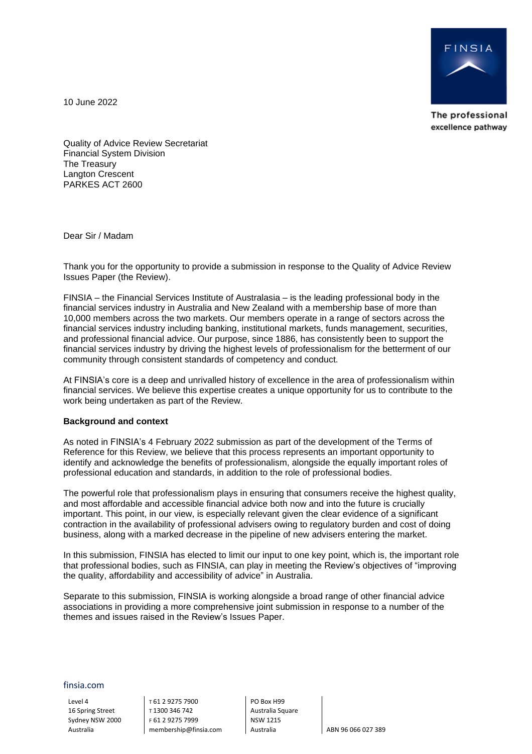10 June 2022

Quality of Advice Review Secretariat
Financial System Division
The Treasury
Langton Crescent
PARKES ACT 2600

Dear Sir / Madam

Thank you for the opportunity to provide a submission in response to the Quality of Advice Review Issues Paper (the Review).

FINSIA – the Financial Services Institute of Australasia – is the leading professional body in the financial services industry in Australia and New Zealand with a membership base of more than 10,000 members across the two markets. Our members operate in a range of sectors across the financial services industry including banking, institutional markets, funds management, securities, and professional financial advice. Our purpose, since 1886, has consistently been to support the financial services industry by driving the highest levels of professionalism for the betterment of our community through consistent standards of competency and conduct.

At FINSIA's core is a deep and unrivalled history of excellence in the area of professionalism within financial services. We believe this expertise creates a unique opportunity for us to contribute to the work being undertaken as part of the Review.

**Background and context**

As noted in FINSIA's 4 February 2022 submission as part of the development of the Terms of Reference for this Review, we believe that this process represents an important opportunity to identify and acknowledge the benefits of professionalism, alongside the equally important roles of professional education and standards, in addition to the role of professional bodies.

The powerful role that professionalism plays in ensuring that consumers receive the highest quality, and most affordable and accessible financial advice both now and into the future is crucially important. This point, in our view, is especially relevant given the clear evidence of a significant contraction in the availability of professional advisers owing to regulatory burden and cost of doing business, along with a marked decrease in the pipeline of new advisers entering the market.

In this submission, FINSIA has elected to limit our input to one key point, which is, the important role that professional bodies, such as FINSIA, can play in meeting the Review's objectives of "improving the quality, affordability and accessibility of advice" in Australia.

Separate to this submission, FINSIA is working alongside a broad range of other financial advice associations in providing a more comprehensive joint submission in response to a number of the themes and issues raised in the Review's Issues Paper.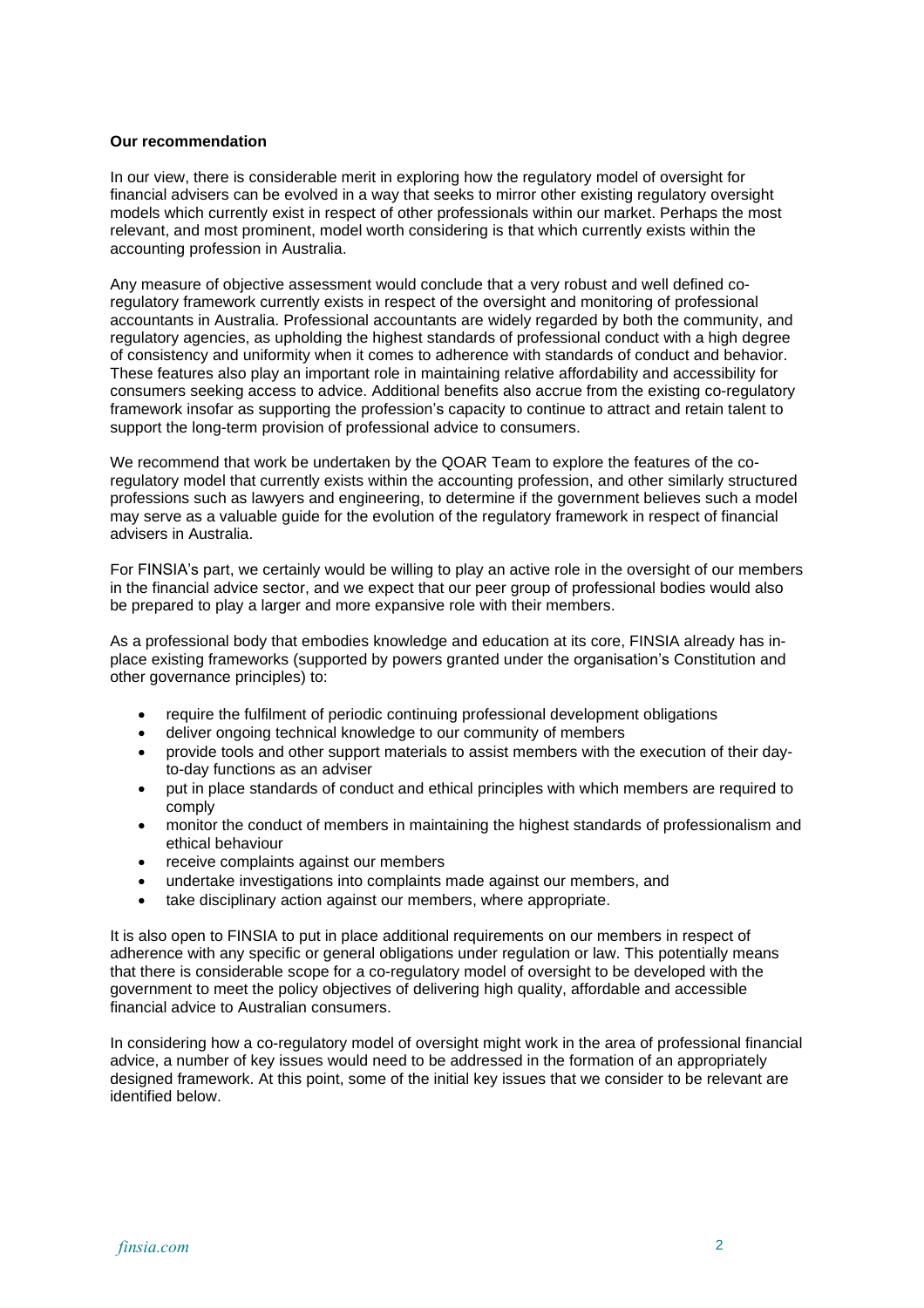**Our recommendation**

In our view, there is considerable merit in exploring how the regulatory model of oversight for financial advisers can be evolved in a way that seeks to mirror other existing regulatory oversight models which currently exist in respect of other professionals within our market. Perhaps the most relevant, and most prominent, model worth considering is that which currently exists within the accounting profession in Australia.

Any measure of objective assessment would conclude that a very robust and well defined co-regulatory framework currently exists in respect of the oversight and monitoring of professional accountants in Australia. Professional accountants are widely regarded by both the community, and regulatory agencies, as upholding the highest standards of professional conduct with a high degree of consistency and uniformity when it comes to adherence with standards of conduct and behavior. These features also play an important role in maintaining relative affordability and accessibility for consumers seeking access to advice. Additional benefits also accrue from the existing co-regulatory framework insofar as supporting the profession's capacity to continue to attract and retain talent to support the long-term provision of professional advice to consumers.

We recommend that work be undertaken by the QOAR Team to explore the features of the co-regulatory model that currently exists within the accounting profession, and other similarly structured professions such as lawyers and engineering, to determine if the government believes such a model may serve as a valuable guide for the evolution of the regulatory framework in respect of financial advisers in Australia.

For FINSIA's part, we certainly would be willing to play an active role in the oversight of our members in the financial advice sector, and we expect that our peer group of professional bodies would also be prepared to play a larger and more expansive role with their members.

As a professional body that embodies knowledge and education at its core, FINSIA already has in-place existing frameworks (supported by powers granted under the organisation's Constitution and other governance principles) to:

- require the fulfilment of periodic continuing professional development obligations
- deliver ongoing technical knowledge to our community of members
- provide tools and other support materials to assist members with the execution of their day-to-day functions as an adviser
- put in place standards of conduct and ethical principles with which members are required to comply
- monitor the conduct of members in maintaining the highest standards of professionalism and ethical behaviour
- receive complaints against our members
- undertake investigations into complaints made against our members, and
- take disciplinary action against our members, where appropriate.

It is also open to FINSIA to put in place additional requirements on our members in respect of adherence with any specific or general obligations under regulation or law. This potentially means that there is considerable scope for a co-regulatory model of oversight to be developed with the government to meet the policy objectives of delivering high quality, affordable and accessible financial advice to Australian consumers.

In considering how a co-regulatory model of oversight might work in the area of professional financial advice, a number of key issues would need to be addressed in the formation of an appropriately designed framework. At this point, some of the initial key issues that we consider to be relevant are identified below.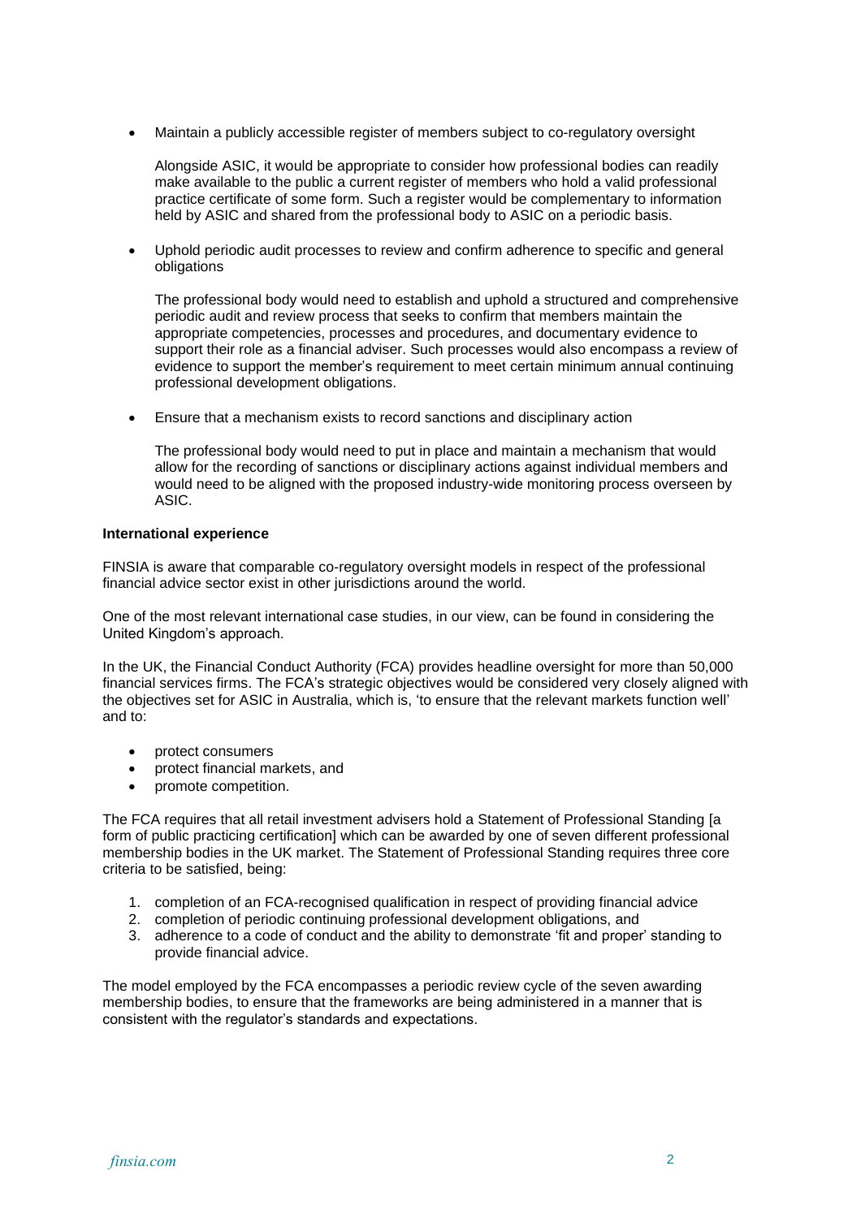- Maintain a publicly accessible register of members subject to co-regulatory oversight

  Alongside ASIC, it would be appropriate to consider how professional bodies can readily make available to the public a current register of members who hold a valid professional practice certificate of some form. Such a register would be complementary to information held by ASIC and shared from the professional body to ASIC on a periodic basis.

- Uphold periodic audit processes to review and confirm adherence to specific and general obligations

  The professional body would need to establish and uphold a structured and comprehensive periodic audit and review process that seeks to confirm that members maintain the appropriate competencies, processes and procedures, and documentary evidence to support their role as a financial adviser. Such processes would also encompass a review of evidence to support the member's requirement to meet certain minimum annual continuing professional development obligations.

- Ensure that a mechanism exists to record sanctions and disciplinary action

  The professional body would need to put in place and maintain a mechanism that would allow for the recording of sanctions or disciplinary actions against individual members and would need to be aligned with the proposed industry-wide monitoring process overseen by ASIC.

**International experience**

FINSIA is aware that comparable co-regulatory oversight models in respect of the professional financial advice sector exist in other jurisdictions around the world.

One of the most relevant international case studies, in our view, can be found in considering the United Kingdom's approach.

In the UK, the Financial Conduct Authority (FCA) provides headline oversight for more than 50,000 financial services firms. The FCA's strategic objectives would be considered very closely aligned with the objectives set for ASIC in Australia, which is, 'to ensure that the relevant markets function well' and to:

- protect consumers
- protect financial markets, and
- promote competition.

The FCA requires that all retail investment advisers hold a Statement of Professional Standing [a form of public practicing certification] which can be awarded by one of seven different professional membership bodies in the UK market. The Statement of Professional Standing requires three core criteria to be satisfied, being:

1. completion of an FCA-recognised qualification in respect of providing financial advice
2. completion of periodic continuing professional development obligations, and
3. adherence to a code of conduct and the ability to demonstrate 'fit and proper' standing to provide financial advice.

The model employed by the FCA encompasses a periodic review cycle of the seven awarding membership bodies, to ensure that the frameworks are being administered in a manner that is consistent with the regulator's standards and expectations.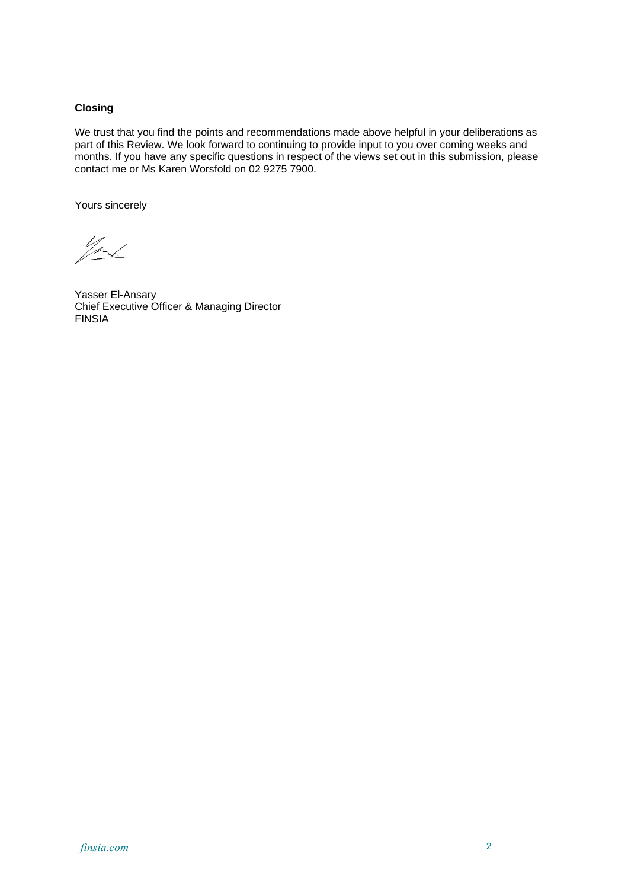**Closing**

We trust that you find the points and recommendations made above helpful in your deliberations as part of this Review. We look forward to continuing to provide input to you over coming weeks and months. If you have any specific questions in respect of the views set out in this submission, please contact me or Ms Karen Worsfold on 02 9275 7900.

Yours sincerely

Yasser El-Ansary
Chief Executive Officer & Managing Director
FINSIA